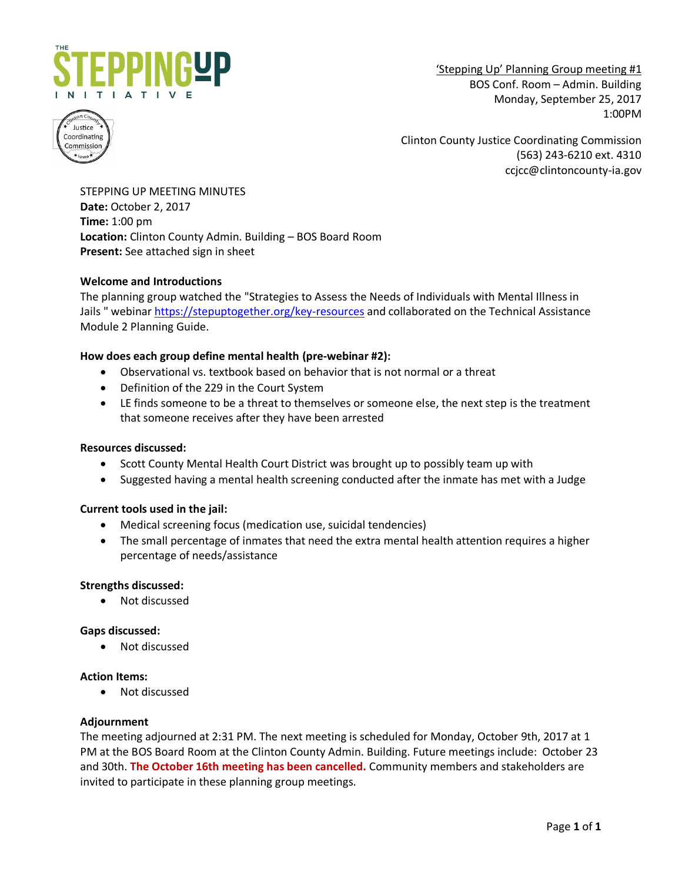'Stepping Up' Planning Group meeting #1
BOS Conf. Room – Admin. Building
Monday, September 25, 2017
1:00PM

Clinton County Justice Coordinating Commission
(563) 243-6210 ext. 4310
ccjcc@clintoncounty-ia.gov

STEPPING UP MEETING MINUTES
**Date:** October 2, 2017
**Time:** 1:00 pm
**Location:** Clinton County Admin. Building – BOS Board Room
**Present:** See attached sign in sheet

**Welcome and Introductions**

The planning group watched the "Strategies to Assess the Needs of Individuals with Mental Illness in Jails " webinar https://stepuptogether.org/key-resources and collaborated on the Technical Assistance Module 2 Planning Guide.

**How does each group define mental health (pre-webinar #2):**

- Observational vs. textbook based on behavior that is not normal or a threat
- Definition of the 229 in the Court System
- LE finds someone to be a threat to themselves or someone else, the next step is the treatment that someone receives after they have been arrested

**Resources discussed:**

- Scott County Mental Health Court District was brought up to possibly team up with
- Suggested having a mental health screening conducted after the inmate has met with a Judge

**Current tools used in the jail:**

- Medical screening focus (medication use, suicidal tendencies)
- The small percentage of inmates that need the extra mental health attention requires a higher percentage of needs/assistance

**Strengths discussed:**

- Not discussed

**Gaps discussed:**

- Not discussed

**Action Items:**

- Not discussed

**Adjournment**

The meeting adjourned at 2:31 PM. The next meeting is scheduled for Monday, October 9th, 2017 at 1 PM at the BOS Board Room at the Clinton County Admin. Building. Future meetings include: October 23 and 30th. **The October 16th meeting has been cancelled.** Community members and stakeholders are invited to participate in these planning group meetings.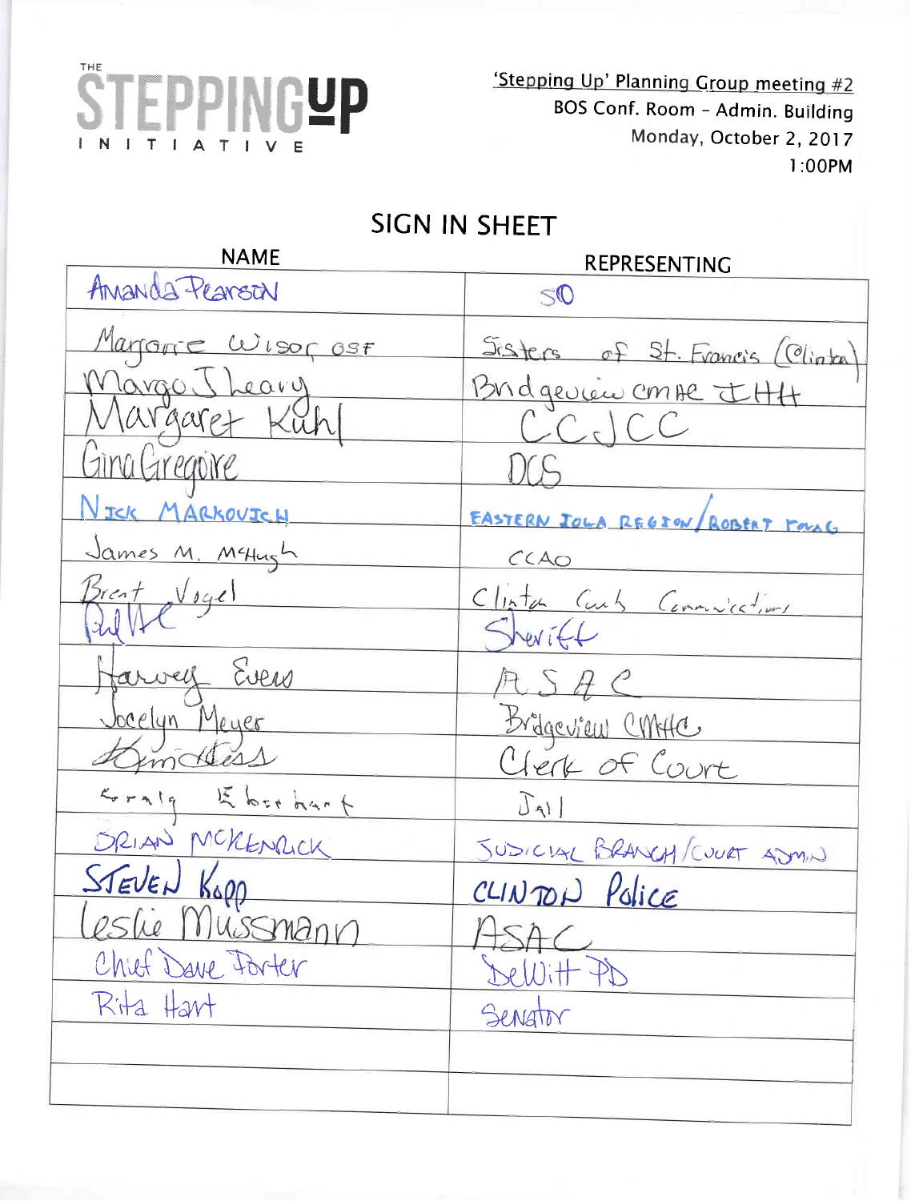THE STEPPING UP INITIATIVE

'Stepping Up' Planning Group meeting #2
BOS Conf. Room - Admin. Building
Monday, October 2, 2017
1:00PM

# SIGN IN SHEET

| NAME | REPRESENTING |
|---|---|
| Amanda Pearson | SO |
| Marjorie Wisor OSF | Sisters of St. Francis (Clinton) |
| Margo J Leary | Bridgeview CMHC IHH |
| Margaret Kuhl | CCJCC |
| Gina Gregoire | DCS |
| Nick Markovich | EASTERN IOWA REGION/ROBERT YOUNG |
| James M. McHugh | CCAO |
| Brent Vogel | Clinton County Communications |
| Rick Lee | Sheriff |
| Harvey Evers | ASAC |
| Jocelyn Meyer | Bridgeview CMHC |
| Kim Hess | Clerk of Court |
| Craig Eberhart | Jail |
| BRIAN MCKENRICK | JUDICIAL BRANCH/COURT ADMIN |
| STEVEN KOPP | CLINTON Police |
| Leslie Mussmann | ASAC |
| Chief Dave Porter | DeWitt PD |
| Rita Hart | Senator |
| | |
| | |